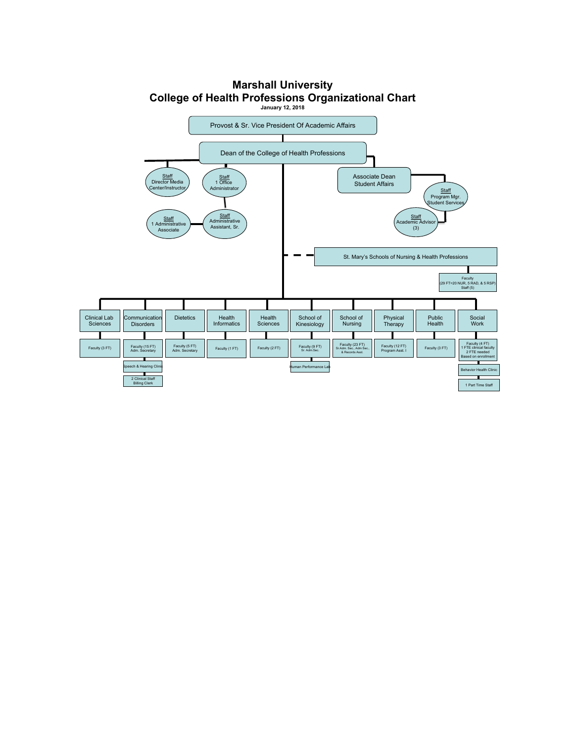# Marshall University
# College of Health Professions Organizational Chart

**January 12, 2018**

Provost & Sr. Vice President Of Academic Affairs

Dean of the College of Health Professions

- Staff: Director Media Center/Instructor
- Staff: 1 Office Administrator
  - Staff: Administrative Assistant, Sr.
    - Staff: 1 Administrative Associate
- Associate Dean Student Affairs
  - Staff: Program Mgr. Student Services
    - Staff: Academic Advisor (3)
- St. Mary's Schools of Nursing & Health Professions
  - Faculty (29 FT=20 NUR, 5 RAD, & 5 RSP) Staff (5)

| Department | Faculty/Staff | Additional Units |
| --- | --- | --- |
| Clinical Lab Sciences | Faculty (3 FT) | |
| Communication Disorders | Faculty (15 FT) Adm. Secretary | Speech & Hearing Clinic; 2 Clinical Staff Billing Clerk |
| Dietetics | Faculty (5 FT) Adm. Secretary | |
| Health Informatics | Faculty (1 FT) | |
| Health Sciences | Faculty (2 FT) | |
| School of Kinesiology | Faculty (9 FT) Sr. Adm Sec. | Human Performance Lab |
| School of Nursing | Faculty (23 FT) Sr.Adm. Sec., Adm Sec., & Records Asst. | |
| Physical Therapy | Faculty (12 FT) Program Asst. I | |
| Public Health | Faculty (3 FT) | |
| Social Work | Faculty (4 FT) 1 FTE clinical faculty 2 FTE needed Based on enrollment | Behavior Health Clinic; 1 Part Time Staff |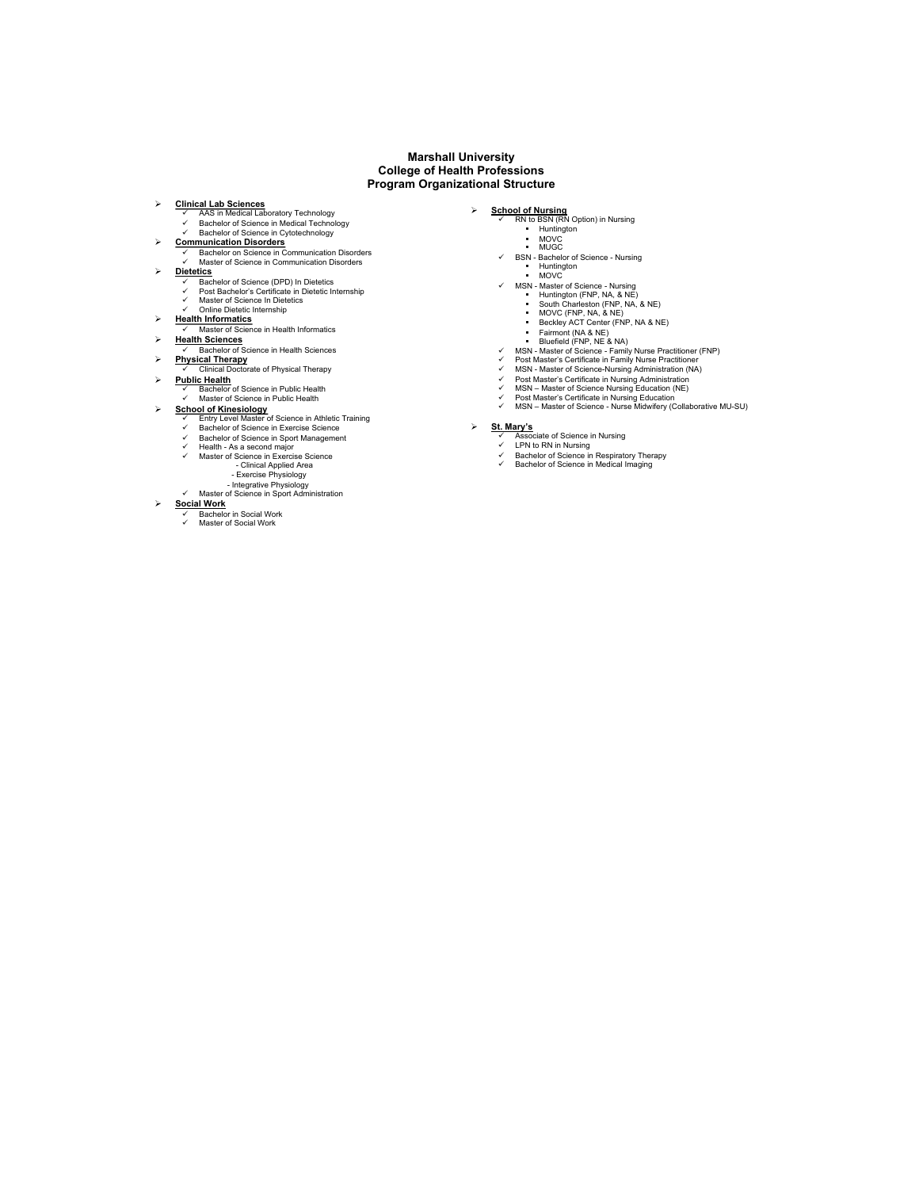# Marshall University
## College of Health Professions
## Program Organizational Structure

- **Clinical Lab Sciences**
  - AAS in Medical Laboratory Technology
  - Bachelor of Science in Medical Technology
  - Bachelor of Science in Cytotechnology
- **Communication Disorders**
  - Bachelor on Science in Communication Disorders
  - Master of Science in Communication Disorders
- **Dietetics**
  - Bachelor of Science (DPD) In Dietetics
  - Post Bachelor's Certificate in Dietetic Internship
  - Master of Science In Dietetics
  - Online Dietetic Internship
- **Health Informatics**
  - Master of Science in Health Informatics
- **Health Sciences**
  - Bachelor of Science in Health Sciences
- **Physical Therapy**
  - Clinical Doctorate of Physical Therapy
- **Public Health**
  - Bachelor of Science in Public Health
  - Master of Science in Public Health
- **School of Kinesiology**
  - Entry Level Master of Science in Athletic Training
  - Bachelor of Science in Exercise Science
  - Bachelor of Science in Sport Management
  - Health - As a second major
  - Master of Science in Exercise Science
    - Clinical Applied Area
    - Exercise Physiology
    - Integrative Physiology
  - Master of Science in Sport Administration
- **Social Work**
  - Bachelor in Social Work
  - Master of Social Work
- **School of Nursing**
  - RN to BSN (RN Option) in Nursing
    - Huntington
    - MOVC
    - MUGC
  - BSN - Bachelor of Science - Nursing
    - Huntington
    - MOVC
  - MSN - Master of Science - Nursing
    - Huntington (FNP, NA, & NE)
    - South Charleston (FNP, NA, & NE)
    - MOVC (FNP, NA, & NE)
    - Beckley ACT Center (FNP, NA & NE)
    - Fairmont (NA & NE)
    - Bluefield (FNP, NE & NA)
  - MSN - Master of Science - Family Nurse Practitioner (FNP)
  - Post Master's Certificate in Family Nurse Practitioner
  - MSN - Master of Science-Nursing Administration (NA)
  - Post Master's Certificate in Nursing Administration
  - MSN – Master of Science Nursing Education (NE)
  - Post Master's Certificate in Nursing Education
  - MSN – Master of Science - Nurse Midwifery (Collaborative MU-SU)
- **St. Mary's**
  - Associate of Science in Nursing
  - LPN to RN in Nursing
  - Bachelor of Science in Respiratory Therapy
  - Bachelor of Science in Medical Imaging